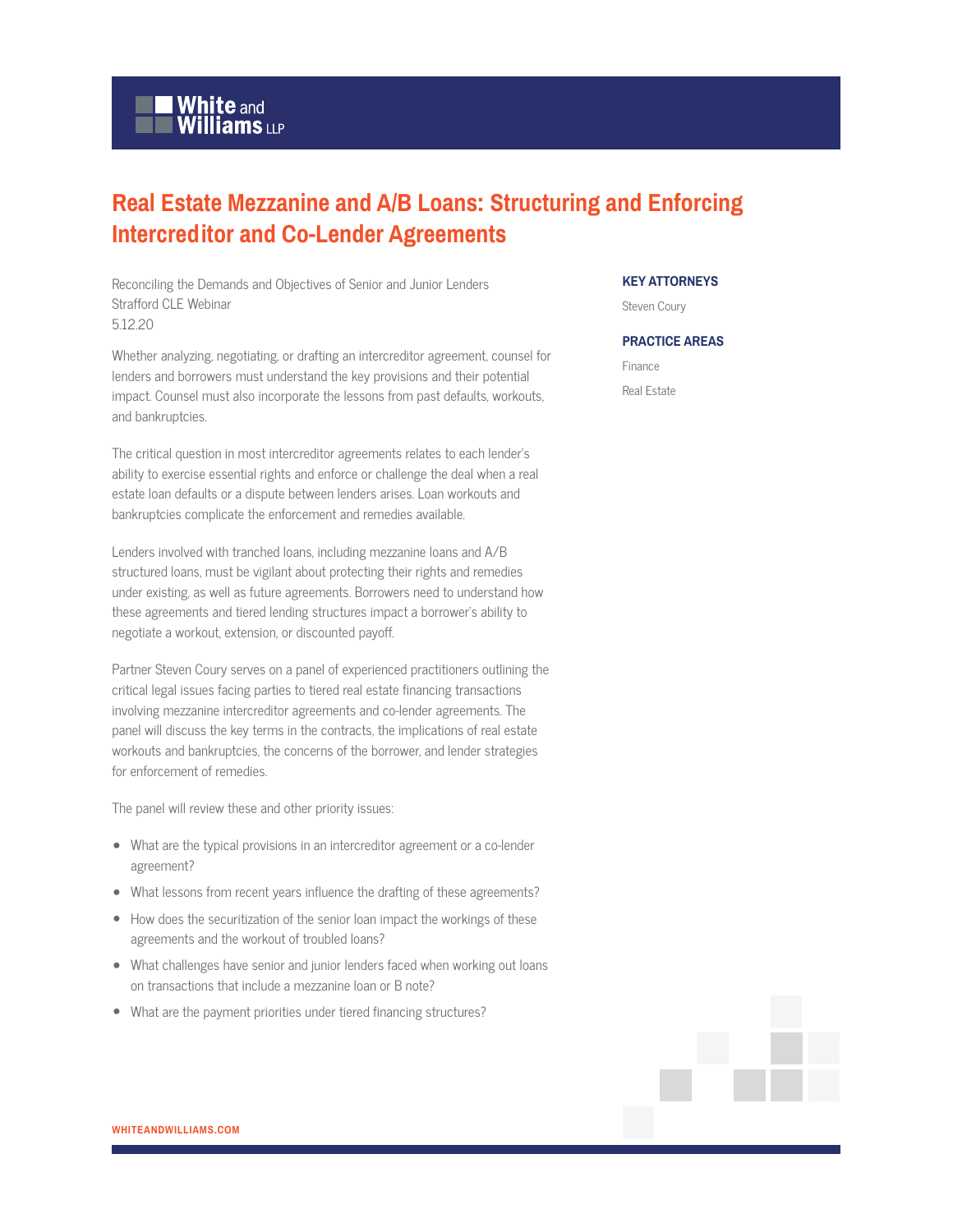# Real Estate Mezzanine and A/B Loans: Structuring and Enforcing Intercreditor and Co-Lender Agreements

Reconciling the Demands and Objectives of Senior and Junior Lenders
Strafford CLE Webinar
5.12.20

Whether analyzing, negotiating, or drafting an intercreditor agreement, counsel for lenders and borrowers must understand the key provisions and their potential impact. Counsel must also incorporate the lessons from past defaults, workouts, and bankruptcies.

The critical question in most intercreditor agreements relates to each lender's ability to exercise essential rights and enforce or challenge the deal when a real estate loan defaults or a dispute between lenders arises. Loan workouts and bankruptcies complicate the enforcement and remedies available.

Lenders involved with tranched loans, including mezzanine loans and A/B structured loans, must be vigilant about protecting their rights and remedies under existing, as well as future agreements. Borrowers need to understand how these agreements and tiered lending structures impact a borrower's ability to negotiate a workout, extension, or discounted payoff.

Partner Steven Coury serves on a panel of experienced practitioners outlining the critical legal issues facing parties to tiered real estate financing transactions involving mezzanine intercreditor agreements and co-lender agreements. The panel will discuss the key terms in the contracts, the implications of real estate workouts and bankruptcies, the concerns of the borrower, and lender strategies for enforcement of remedies.

The panel will review these and other priority issues:

- What are the typical provisions in an intercreditor agreement or a co-lender agreement?
- What lessons from recent years influence the drafting of these agreements?
- How does the securitization of the senior loan impact the workings of these agreements and the workout of troubled loans?
- What challenges have senior and junior lenders faced when working out loans on transactions that include a mezzanine loan or B note?
- What are the payment priorities under tiered financing structures?

### KEY ATTORNEYS

Steven Coury

### PRACTICE AREAS

Finance

Real Estate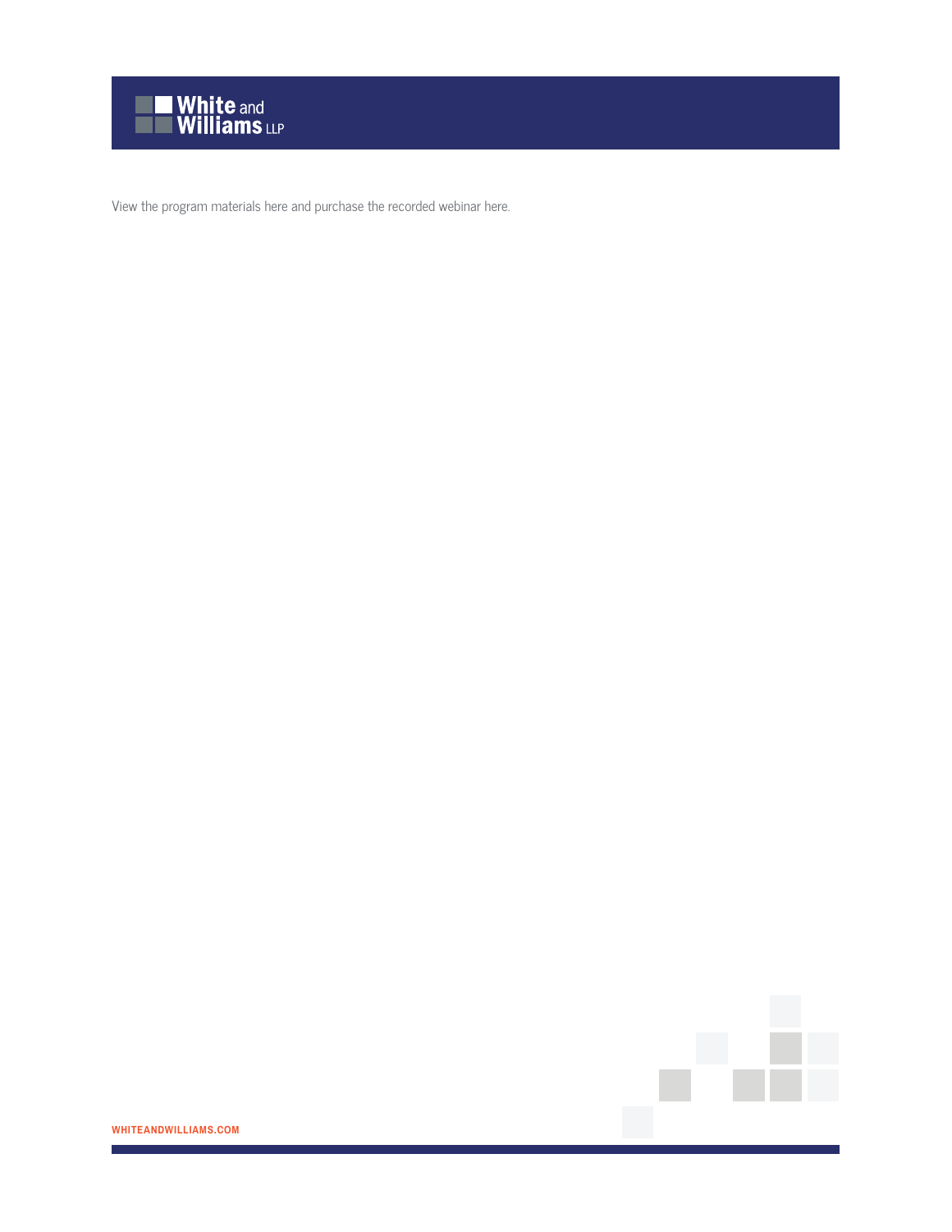View the program materials here and purchase the recorded webinar here.